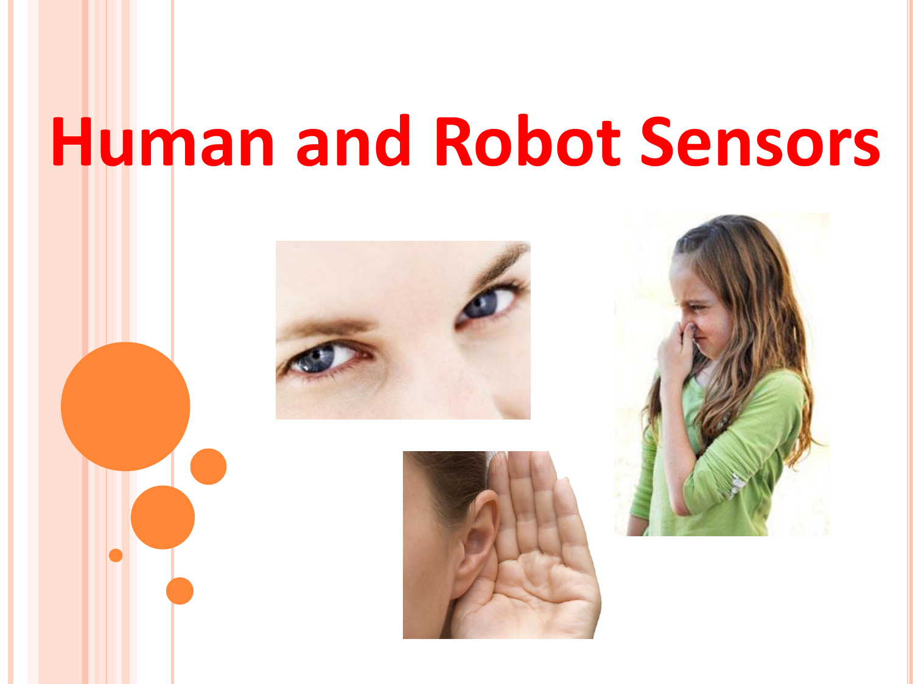# Human and Robot Sensors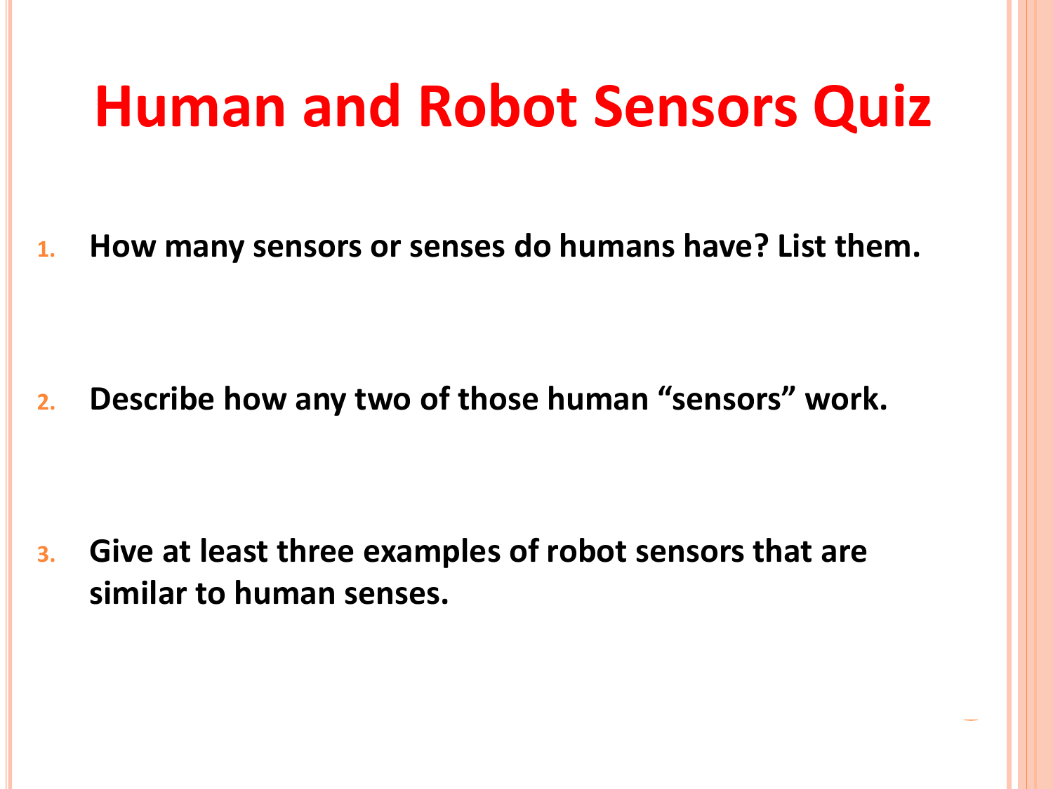# Human and Robot Sensors Quiz

1. **How many sensors or senses do humans have? List them.**

2. **Describe how any two of those human "sensors" work.**

3. **Give at least three examples of robot sensors that are similar to human senses.**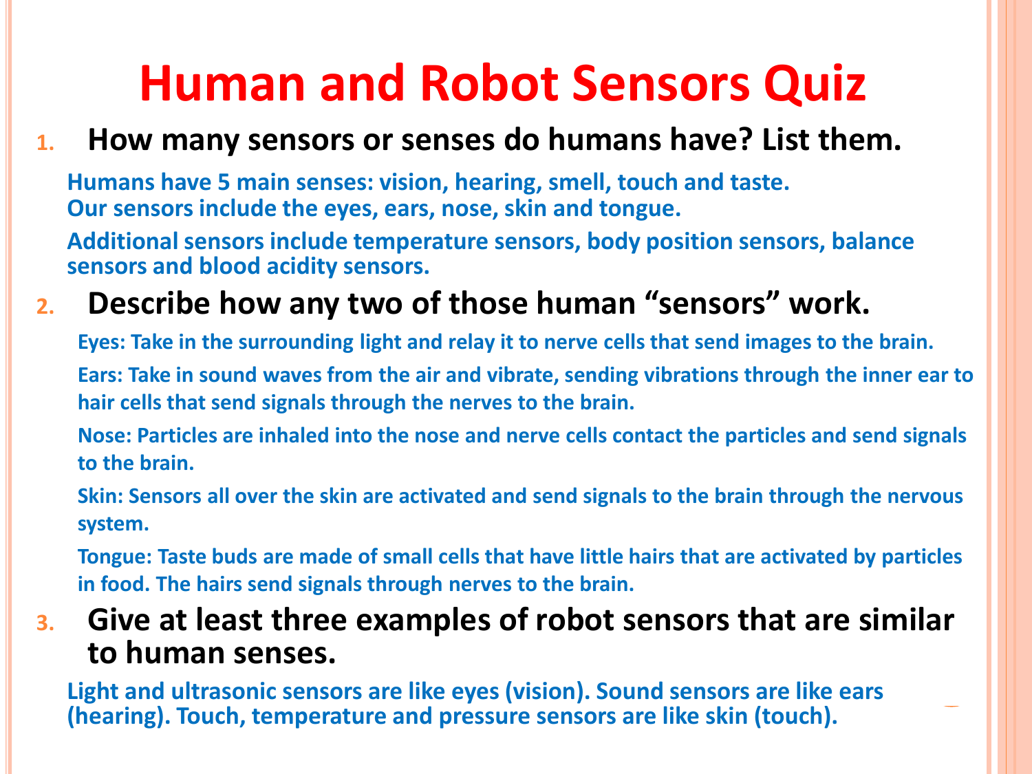# Human and Robot Sensors Quiz

1. **How many sensors or senses do humans have? List them.**

   **Humans have 5 main senses: vision, hearing, smell, touch and taste.**
   **Our sensors include the eyes, ears, nose, skin and tongue.**

   **Additional sensors include temperature sensors, body position sensors, balance sensors and blood acidity sensors.**

2. **Describe how any two of those human "sensors" work.**

   **Eyes: Take in the surrounding light and relay it to nerve cells that send images to the brain.**

   **Ears: Take in sound waves from the air and vibrate, sending vibrations through the inner ear to hair cells that send signals through the nerves to the brain.**

   **Nose: Particles are inhaled into the nose and nerve cells contact the particles and send signals to the brain.**

   **Skin: Sensors all over the skin are activated and send signals to the brain through the nervous system.**

   **Tongue: Taste buds are made of small cells that have little hairs that are activated by particles in food. The hairs send signals through nerves to the brain.**

3. **Give at least three examples of robot sensors that are similar to human senses.**

   **Light and ultrasonic sensors are like eyes (vision). Sound sensors are like ears (hearing). Touch, temperature and pressure sensors are like skin (touch).**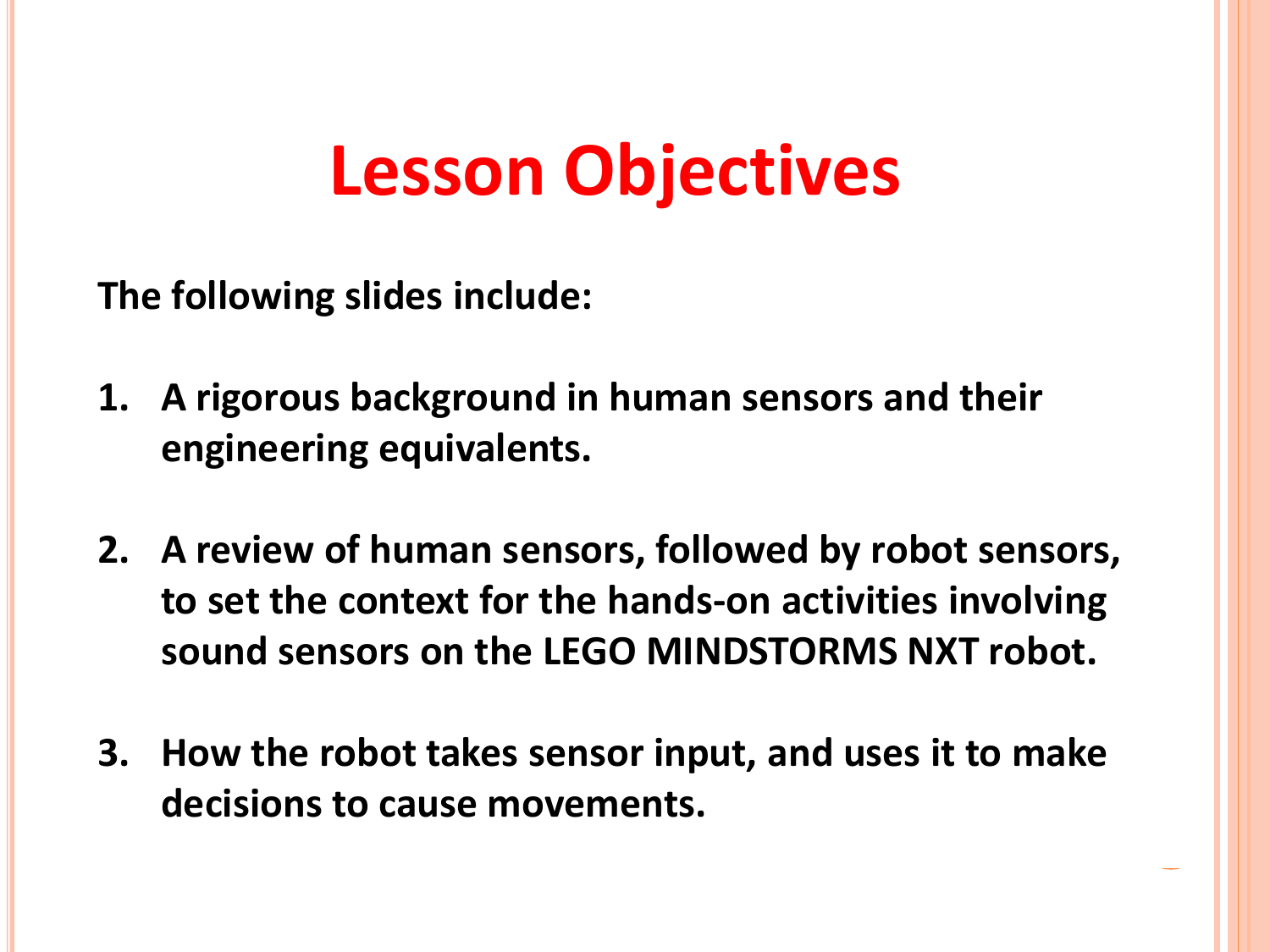# Lesson Objectives

**The following slides include:**

1. **A rigorous background in human sensors and their engineering equivalents.**

2. **A review of human sensors, followed by robot sensors, to set the context for the hands-on activities involving sound sensors on the LEGO MINDSTORMS NXT robot.**

3. **How the robot takes sensor input, and uses it to make decisions to cause movements.**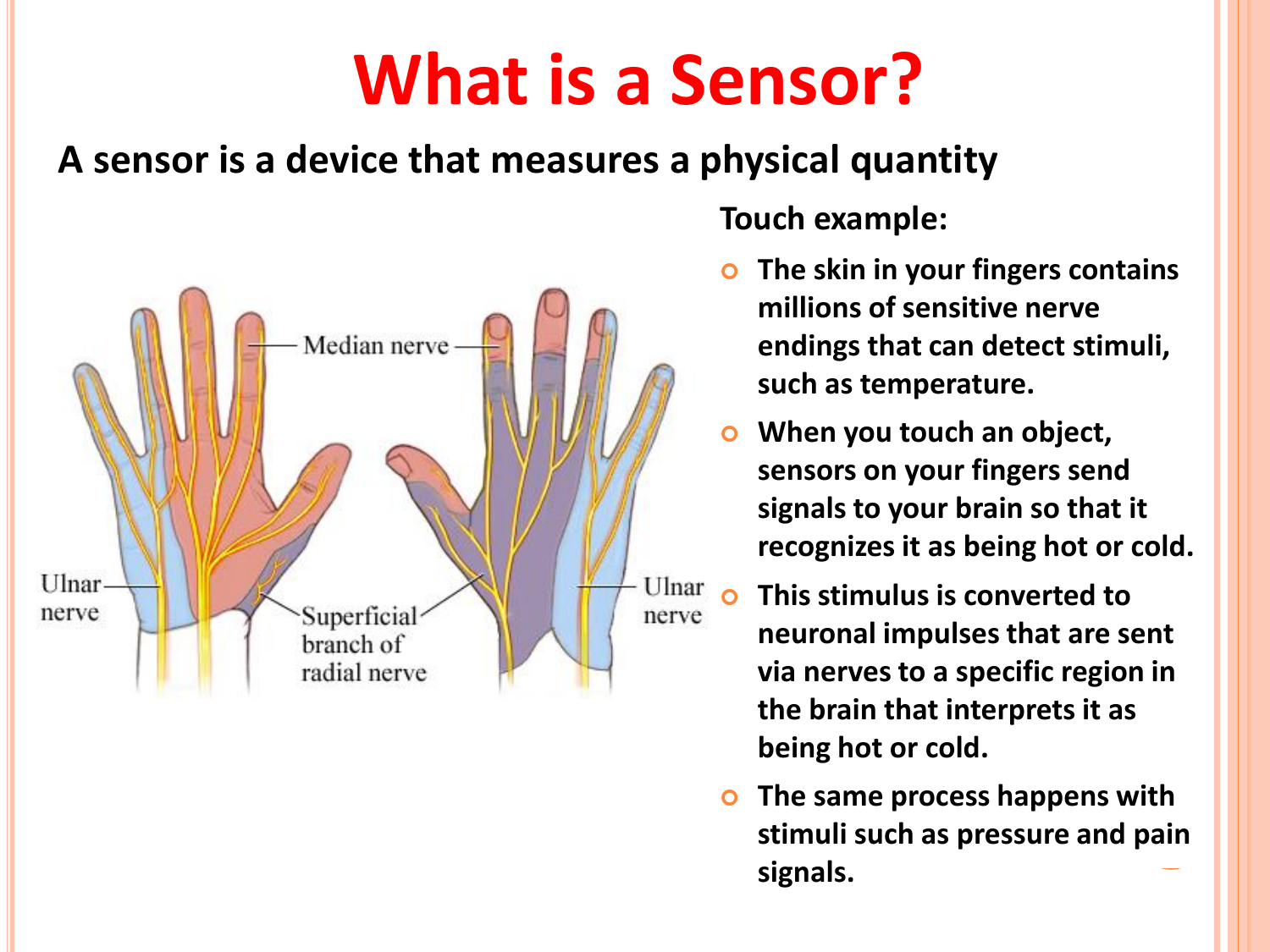# What is a Sensor?

**A sensor is a device that measures a physical quantity**

**Touch example:**

- **The skin in your fingers contains millions of sensitive nerve endings that can detect stimuli, such as temperature.**
- **When you touch an object, sensors on your fingers send signals to your brain so that it recognizes it as being hot or cold.**
- **This stimulus is converted to neuronal impulses that are sent via nerves to a specific region in the brain that interprets it as being hot or cold.**
- **The same process happens with stimuli such as pressure and pain signals.**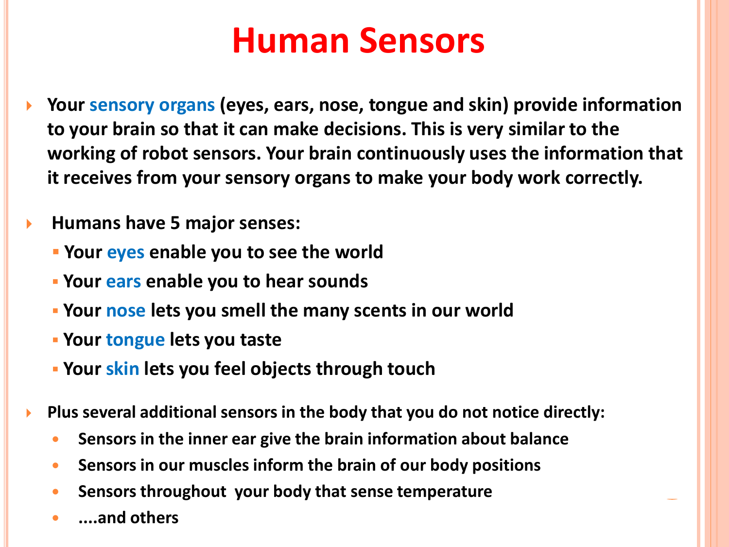# Human Sensors

- **Your sensory organs (eyes, ears, nose, tongue and skin) provide information to your brain so that it can make decisions. This is very similar to the working of robot sensors. Your brain continuously uses the information that it receives from your sensory organs to make your body work correctly.**

- **Humans have 5 major senses:**
  - **Your eyes enable you to see the world**
  - **Your ears enable you to hear sounds**
  - **Your nose lets you smell the many scents in our world**
  - **Your tongue lets you taste**
  - **Your skin lets you feel objects through touch**

- **Plus several additional sensors in the body that you do not notice directly:**
  - **Sensors in the inner ear give the brain information about balance**
  - **Sensors in our muscles inform the brain of our body positions**
  - **Sensors throughout your body that sense temperature**
  - **....and others**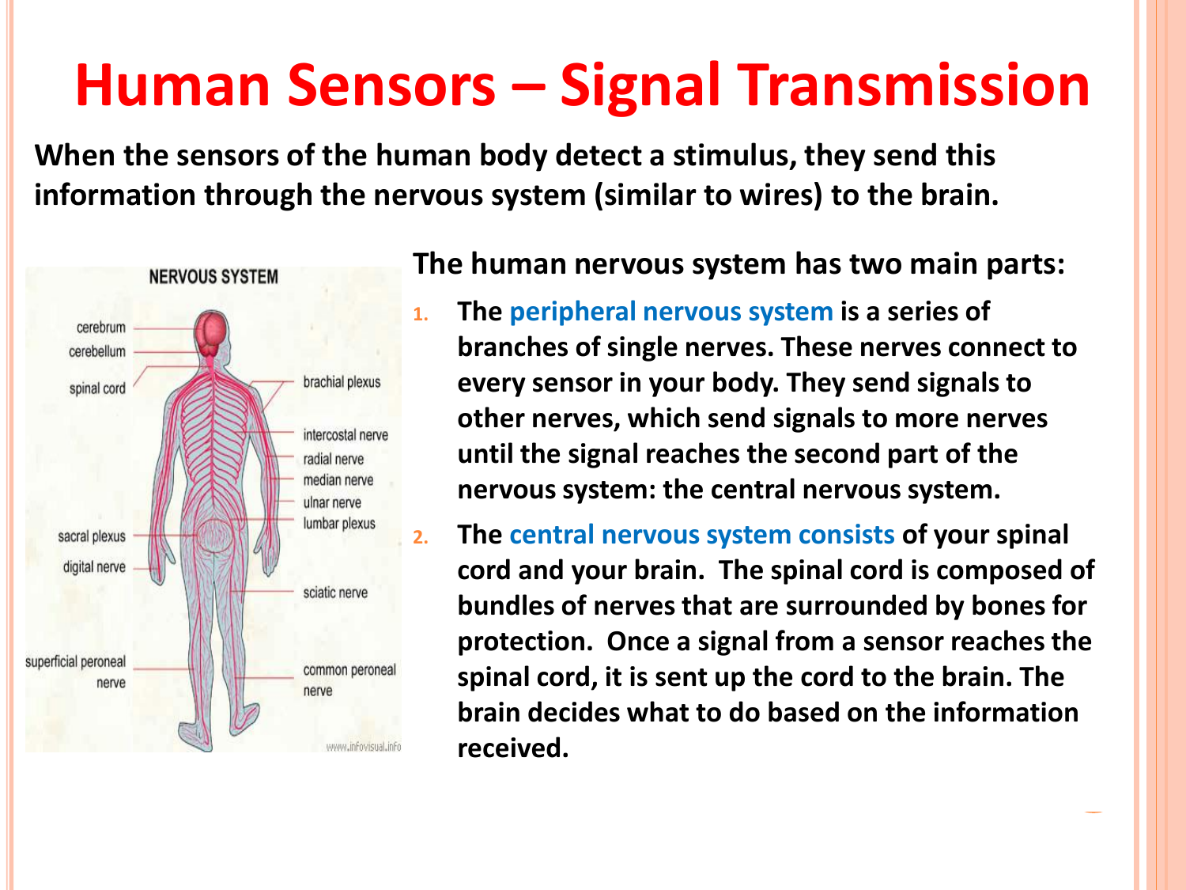# Human Sensors – Signal Transmission

**When the sensors of the human body detect a stimulus, they send this information through the nervous system (similar to wires) to the brain.**

NERVOUS SYSTEM

cerebrum
cerebellum
spinal cord
brachial plexus
intercostal nerve
radial nerve
median nerve
ulnar nerve
lumbar plexus
sacral plexus
digital nerve
sciatic nerve
superficial peroneal nerve
common peroneal nerve

www.infovisual.info

**The human nervous system has two main parts:**

1. **The peripheral nervous system is a series of branches of single nerves. These nerves connect to every sensor in your body. They send signals to other nerves, which send signals to more nerves until the signal reaches the second part of the nervous system: the central nervous system.**
2. **The central nervous system consists of your spinal cord and your brain. The spinal cord is composed of bundles of nerves that are surrounded by bones for protection. Once a signal from a sensor reaches the spinal cord, it is sent up the cord to the brain. The brain decides what to do based on the information received.**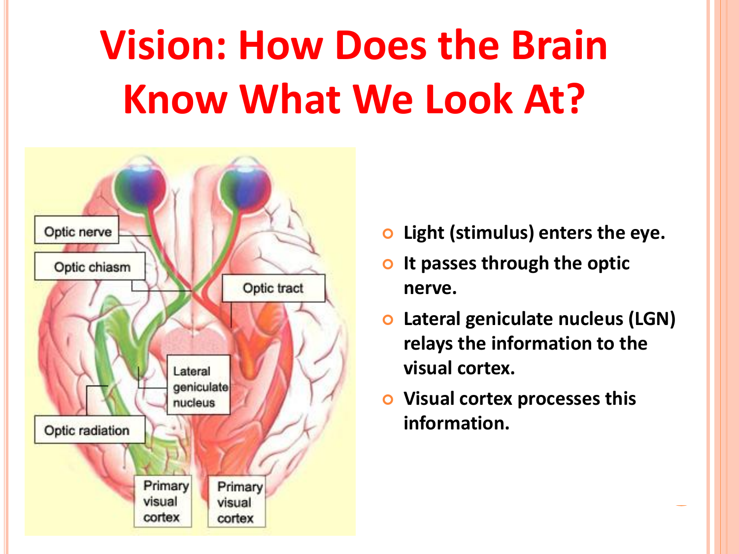# Vision: How Does the Brain Know What We Look At?

- Light (stimulus) enters the eye.
- It passes through the optic nerve.
- Lateral geniculate nucleus (LGN) relays the information to the visual cortex.
- Visual cortex processes this information.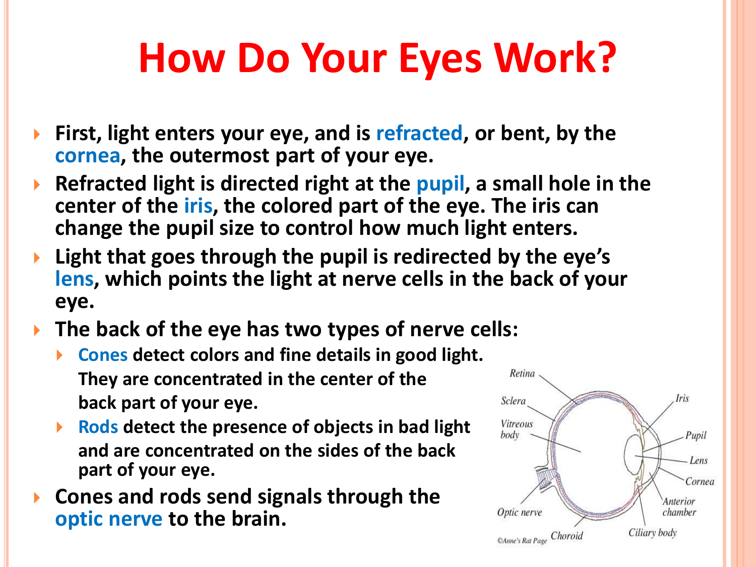# How Do Your Eyes Work?

- **First, light enters your eye, and is refracted, or bent, by the cornea, the outermost part of your eye.**
- **Refracted light is directed right at the pupil, a small hole in the center of the iris, the colored part of the eye. The iris can change the pupil size to control how much light enters.**
- **Light that goes through the pupil is redirected by the eye's lens, which points the light at nerve cells in the back of your eye.**
- **The back of the eye has two types of nerve cells:**
  - **Cones detect colors and fine details in good light. They are concentrated in the center of the back part of your eye.**
  - **Rods detect the presence of objects in bad light and are concentrated on the sides of the back part of your eye.**
- **Cones and rods send signals through the optic nerve to the brain.**

Retina, Sclera, Vitreous body, Optic nerve, Choroid, Iris, Pupil, Lens, Cornea, Anterior chamber, Ciliary body

©Anne's Rat Page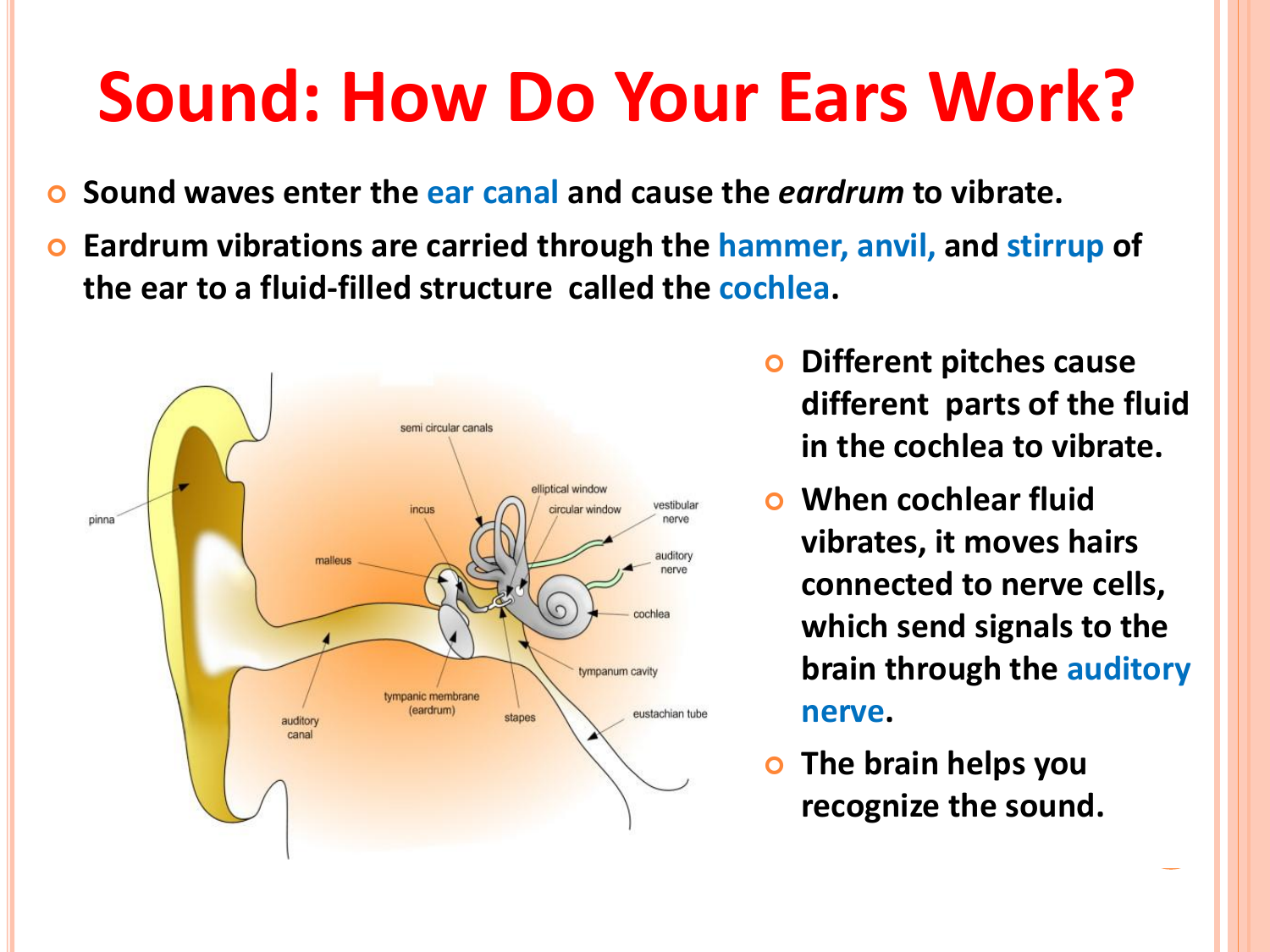# Sound: How Do Your Ears Work?

- Sound waves enter the ear canal and cause the *eardrum* to vibrate.
- Eardrum vibrations are carried through the hammer, anvil, and stirrup of the ear to a fluid-filled structure called the cochlea.

pinna, semi circular canals, incus, malleus, elliptical window, circular window, vestibular nerve, auditory nerve, cochlea, tympanum cavity, eustachian tube, tympanic membrane (eardrum), stapes, auditory canal

- Different pitches cause different parts of the fluid in the cochlea to vibrate.
- When cochlear fluid vibrates, it moves hairs connected to nerve cells, which send signals to the brain through the auditory nerve.
- The brain helps you recognize the sound.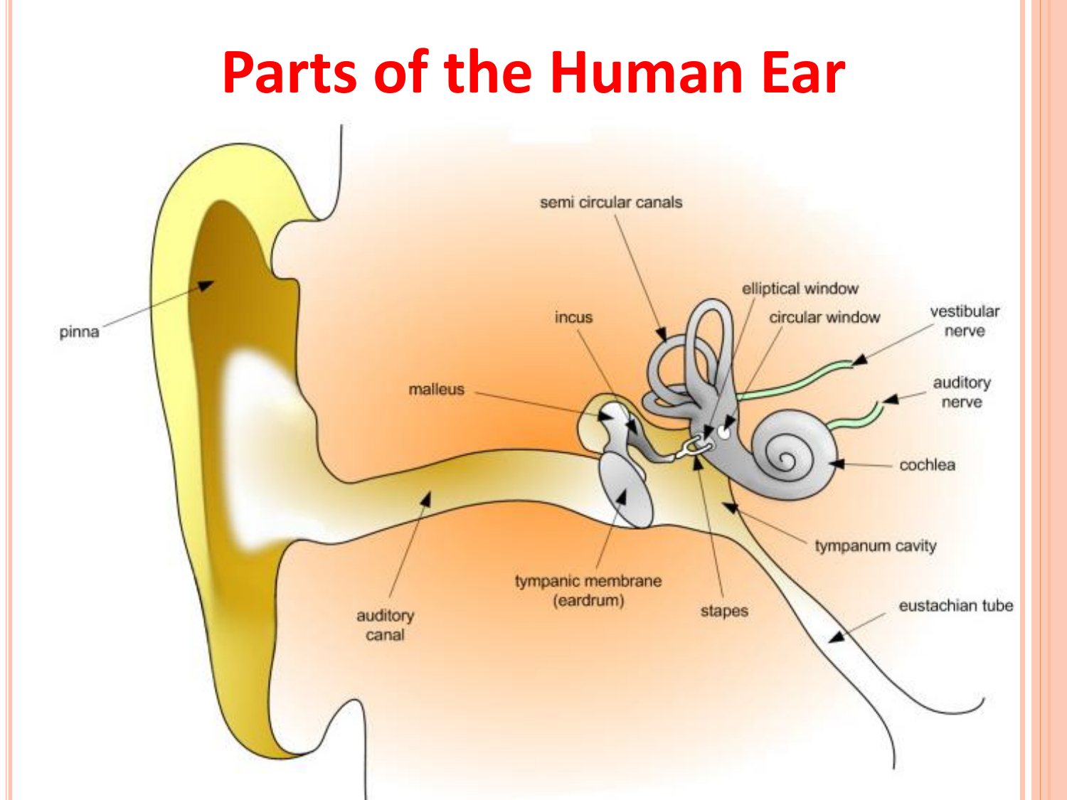# Parts of the Human Ear

pinna

auditory canal

malleus

incus

tympanic membrane (eardrum)

semi circular canals

elliptical window

circular window

vestibular nerve

auditory nerve

cochlea

tympanum cavity

stapes

eustachian tube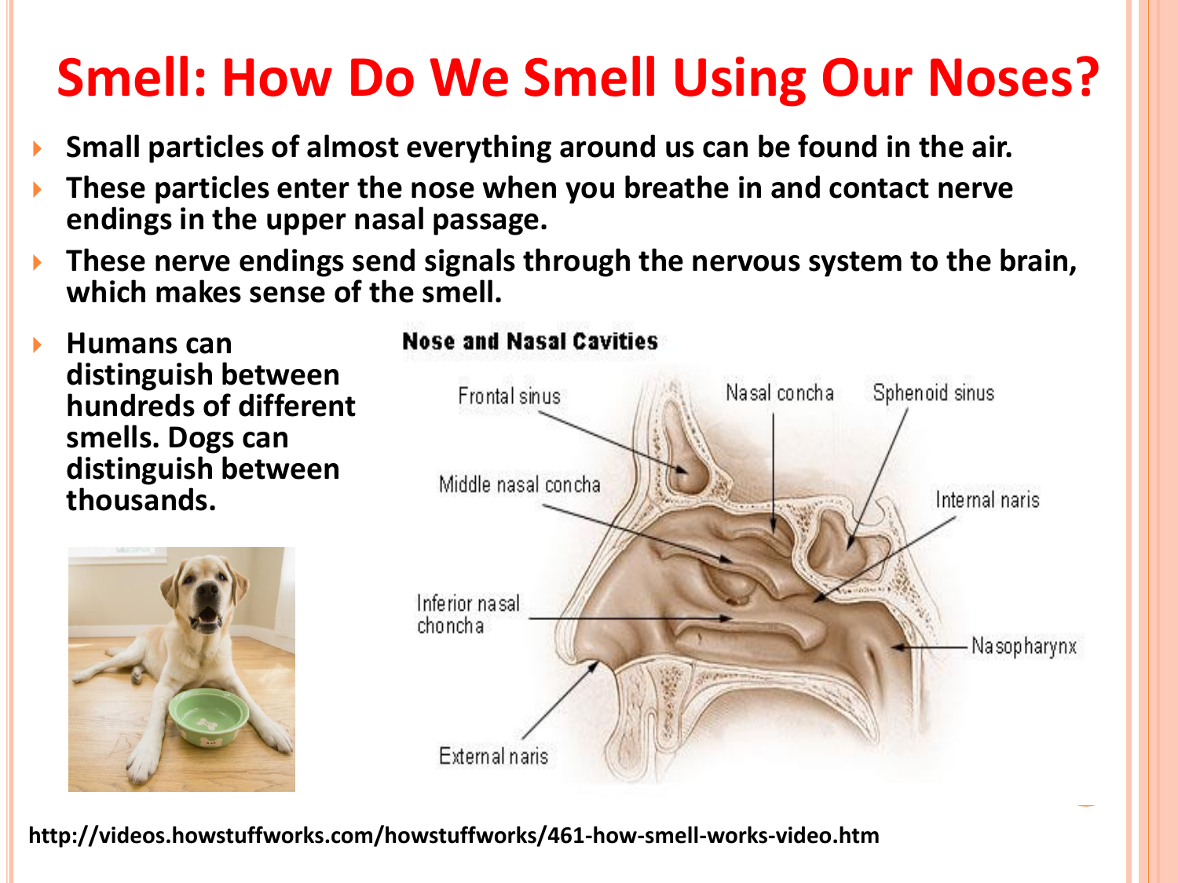# Smell: How Do We Smell Using Our Noses?

- **Small particles of almost everything around us can be found in the air.**
- **These particles enter the nose when you breathe in and contact nerve endings in the upper nasal passage.**
- **These nerve endings send signals through the nervous system to the brain, which makes sense of the smell.**
- **Humans can distinguish between hundreds of different smells. Dogs can distinguish between thousands.**

**Nose and Nasal Cavities**

Frontal sinus, Nasal concha, Sphenoid sinus, Middle nasal concha, Internal naris, Inferior nasal choncha, Nasopharynx, External naris

**http://videos.howstuffworks.com/howstuffworks/461-how-smell-works-video.htm**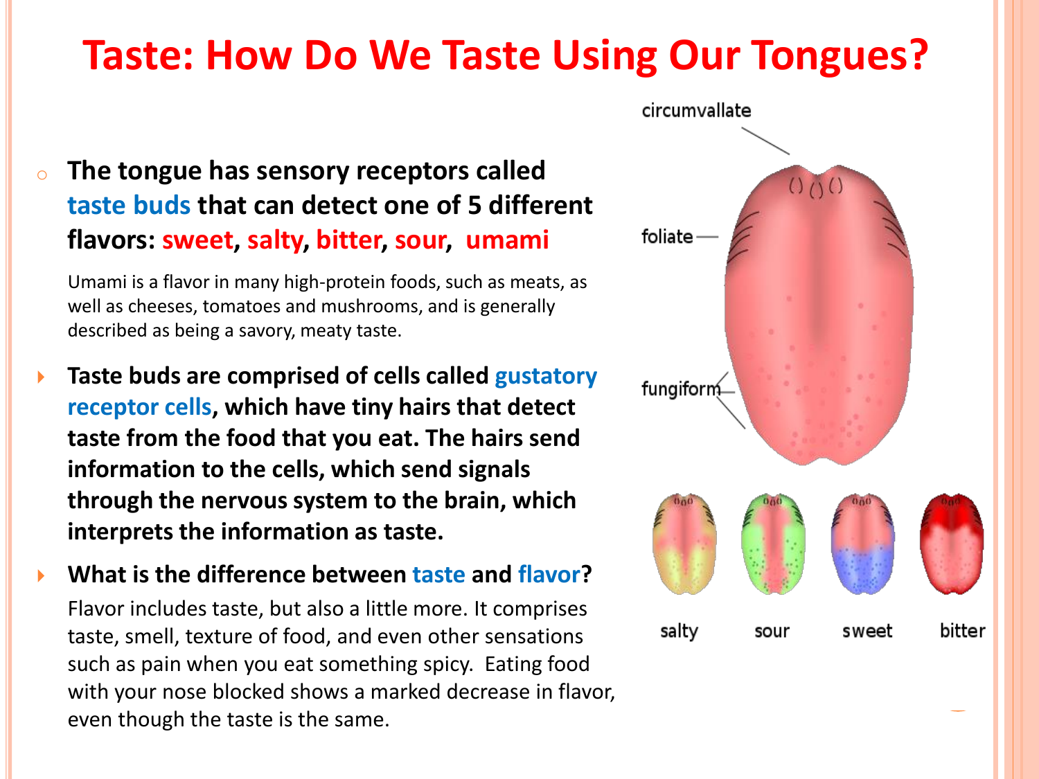# Taste: How Do We Taste Using Our Tongues?

- **The tongue has sensory receptors called taste buds that can detect one of 5 different flavors: sweet, salty, bitter, sour, umami**

  Umami is a flavor in many high-protein foods, such as meats, as well as cheeses, tomatoes and mushrooms, and is generally described as being a savory, meaty taste.

- **Taste buds are comprised of cells called gustatory receptor cells, which have tiny hairs that detect taste from the food that you eat. The hairs send information to the cells, which send signals through the nervous system to the brain, which interprets the information as taste.**

- **What is the difference between taste and flavor?**

  Flavor includes taste, but also a little more. It comprises taste, smell, texture of food, and even other sensations such as pain when you eat something spicy. Eating food with your nose blocked shows a marked decrease in flavor, even though the taste is the same.

circumvallate

foliate

fungiform

salty sour sweet bitter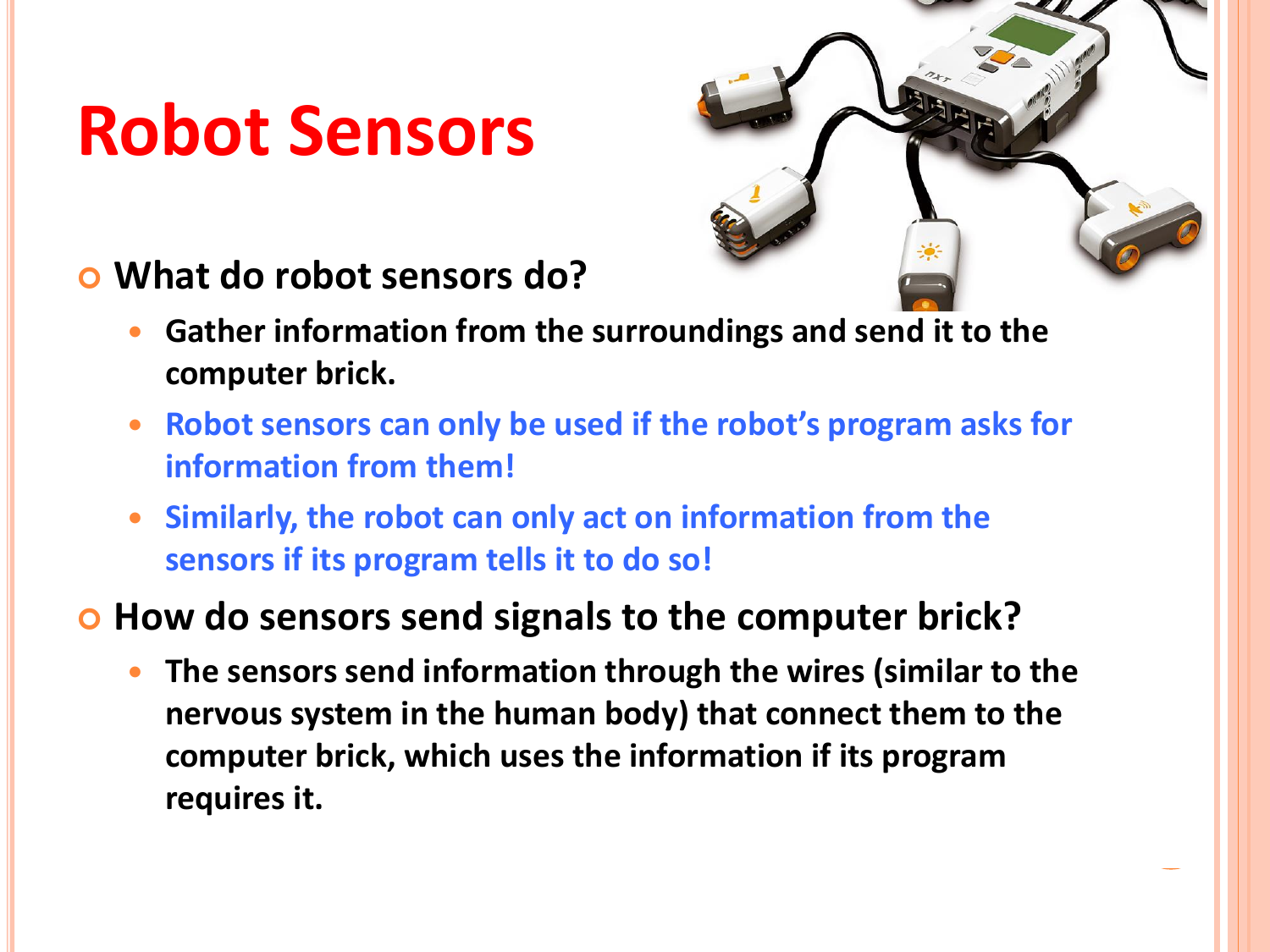# Robot Sensors

- **What do robot sensors do?**
  - **Gather information from the surroundings and send it to the computer brick.**
  - **Robot sensors can only be used if the robot's program asks for information from them!**
  - **Similarly, the robot can only act on information from the sensors if its program tells it to do so!**
- **How do sensors send signals to the computer brick?**
  - **The sensors send information through the wires (similar to the nervous system in the human body) that connect them to the computer brick, which uses the information if its program requires it.**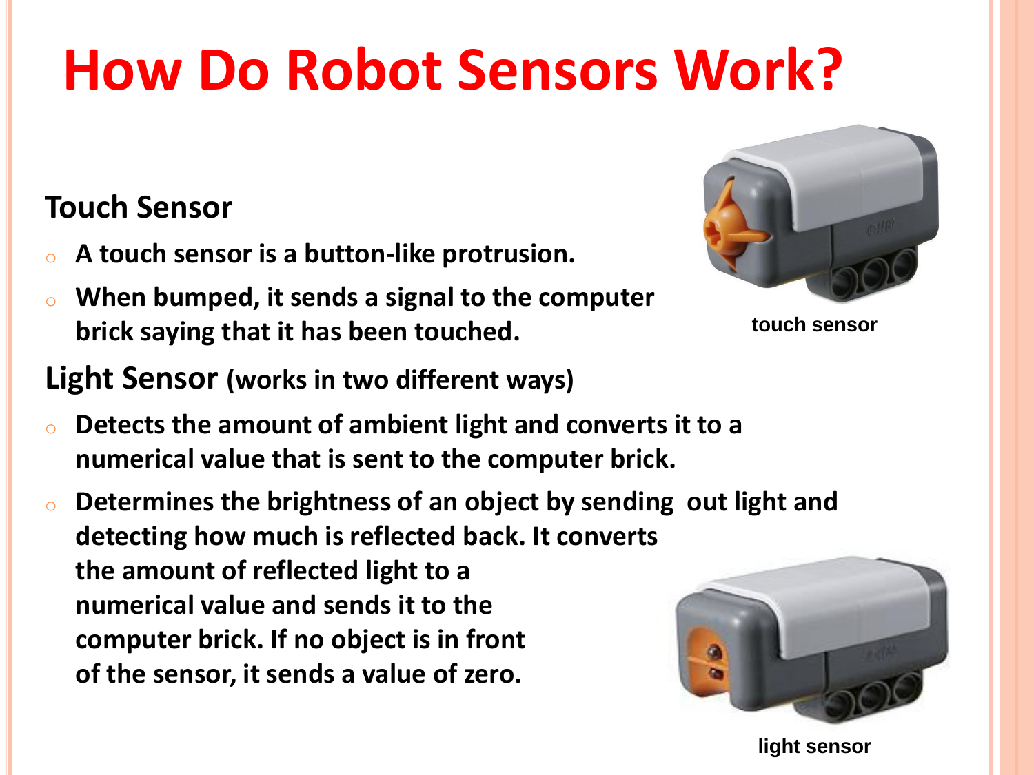# How Do Robot Sensors Work?

## Touch Sensor

- **A touch sensor is a button-like protrusion.**
- **When bumped, it sends a signal to the computer brick saying that it has been touched.**

touch sensor

## Light Sensor (works in two different ways)

- **Detects the amount of ambient light and converts it to a numerical value that is sent to the computer brick.**
- **Determines the brightness of an object by sending out light and detecting how much is reflected back. It converts the amount of reflected light to a numerical value and sends it to the computer brick. If no object is in front of the sensor, it sends a value of zero.**

light sensor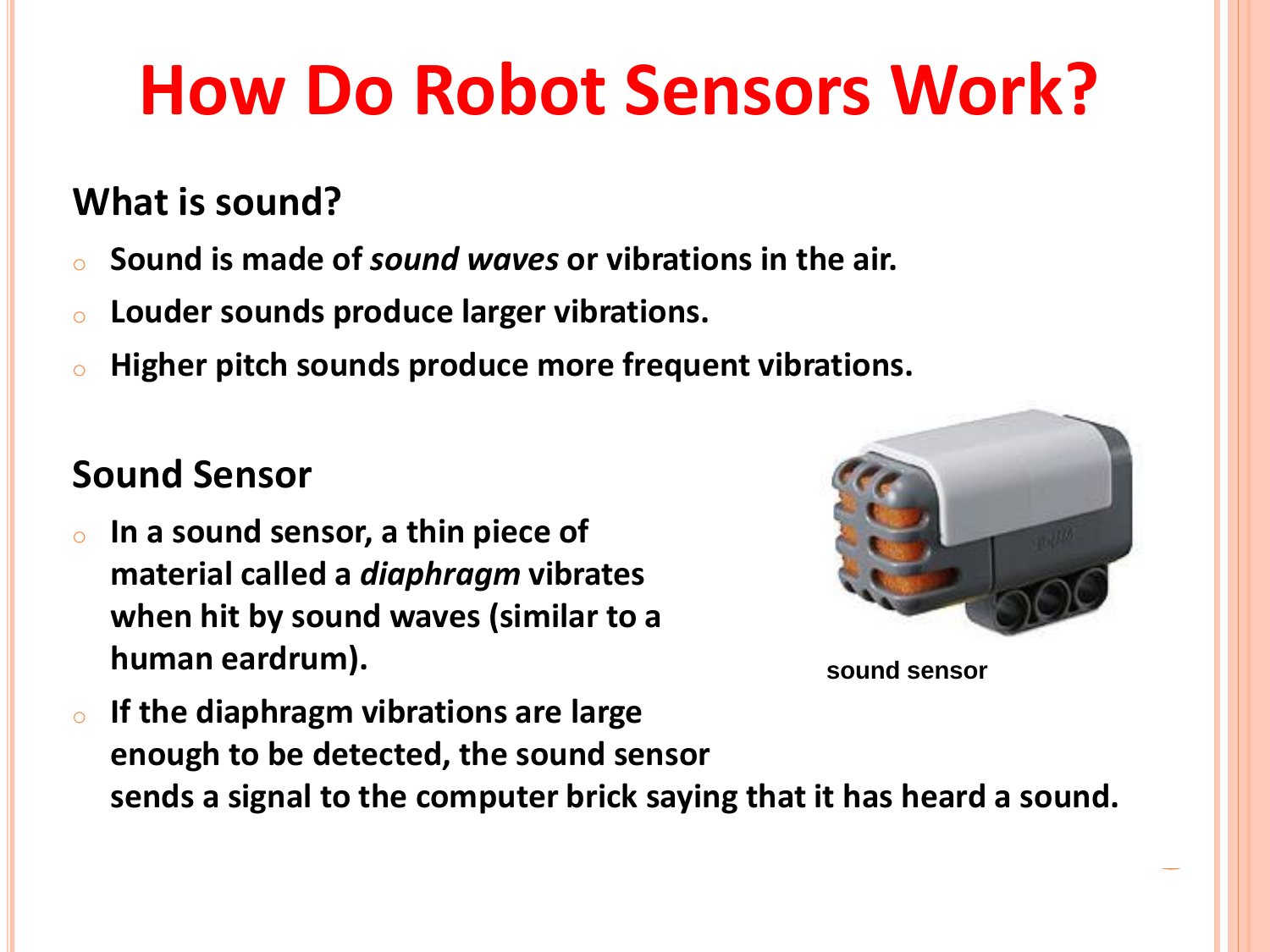# How Do Robot Sensors Work?

## What is sound?

- Sound is made of *sound waves* or vibrations in the air.
- Louder sounds produce larger vibrations.
- Higher pitch sounds produce more frequent vibrations.

## Sound Sensor

- In a sound sensor, a thin piece of material called a *diaphragm* vibrates when hit by sound waves (similar to a human eardrum).
- If the diaphragm vibrations are large enough to be detected, the sound sensor sends a signal to the computer brick saying that it has heard a sound.

sound sensor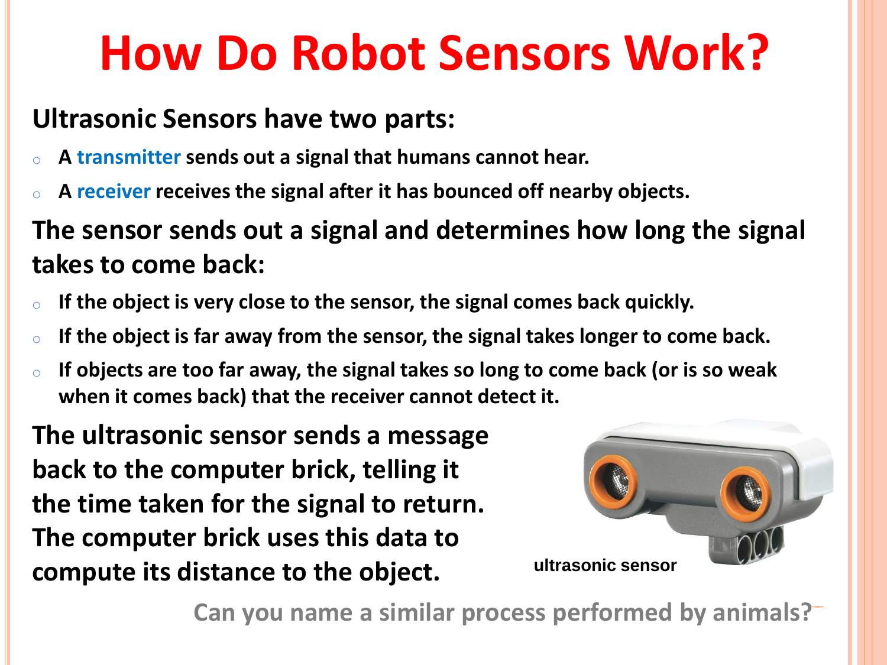# How Do Robot Sensors Work?

**Ultrasonic Sensors have two parts:**

- **A transmitter sends out a signal that humans cannot hear.**
- **A receiver receives the signal after it has bounced off nearby objects.**

**The sensor sends out a signal and determines how long the signal takes to come back:**

- **If the object is very close to the sensor, the signal comes back quickly.**
- **If the object is far away from the sensor, the signal takes longer to come back.**
- **If objects are too far away, the signal takes so long to come back (or is so weak when it comes back) that the receiver cannot detect it.**

**The ultrasonic sensor sends a message back to the computer brick, telling it the time taken for the signal to return. The computer brick uses this data to compute its distance to the object.**

**ultrasonic sensor**

**Can you name a similar process performed by animals?**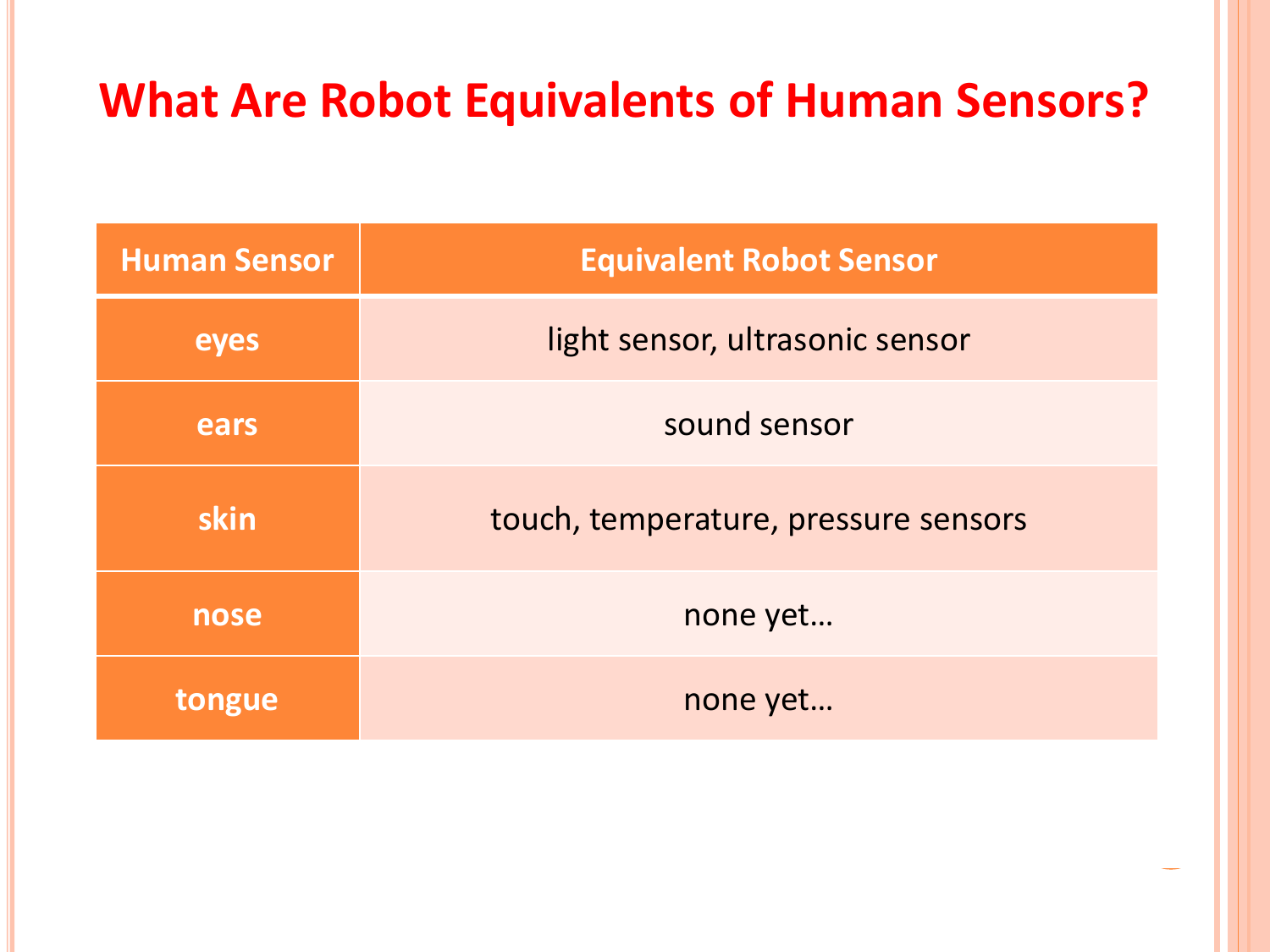# What Are Robot Equivalents of Human Sensors?

| Human Sensor | Equivalent Robot Sensor |
|---|---|
| eyes | light sensor, ultrasonic sensor |
| ears | sound sensor |
| skin | touch, temperature, pressure sensors |
| nose | none yet… |
| tongue | none yet… |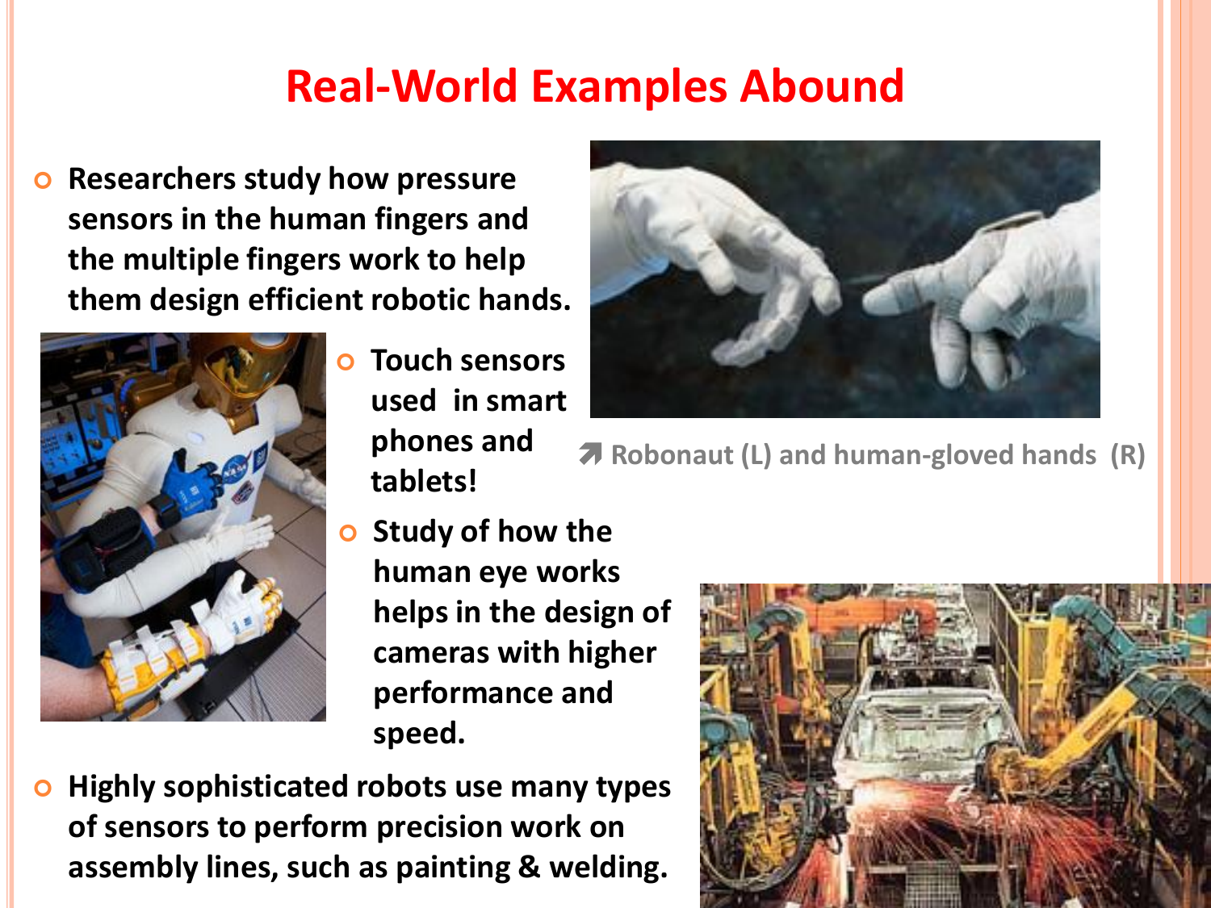# Real-World Examples Abound

- Researchers study how pressure sensors in the human fingers and the multiple fingers work to help them design efficient robotic hands.
- Touch sensors used in smart phones and tablets!
- Study of how the human eye works helps in the design of cameras with higher performance and speed.
- Highly sophisticated robots use many types of sensors to perform precision work on assembly lines, such as painting & welding.

↗ Robonaut (L) and human-gloved hands (R)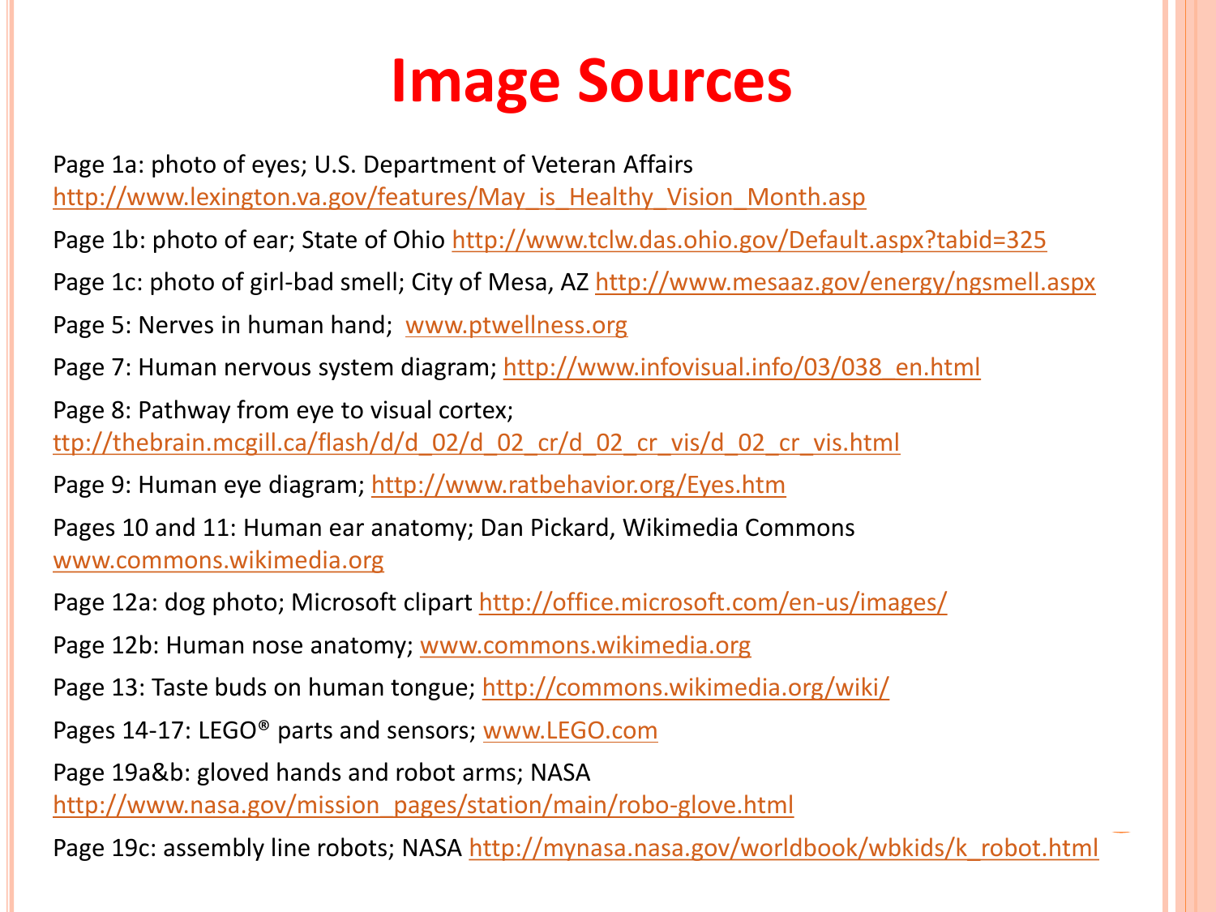# Image Sources

Page 1a: photo of eyes; U.S. Department of Veteran Affairs http://www.lexington.va.gov/features/May_is_Healthy_Vision_Month.asp

Page 1b: photo of ear; State of Ohio http://www.tclw.das.ohio.gov/Default.aspx?tabid=325

Page 1c: photo of girl-bad smell; City of Mesa, AZ http://www.mesaaz.gov/energy/ngsmell.aspx

Page 5: Nerves in human hand; www.ptwellness.org

Page 7: Human nervous system diagram; http://www.infovisual.info/03/038_en.html

Page 8: Pathway from eye to visual cortex; ttp://thebrain.mcgill.ca/flash/d/d_02/d_02_cr/d_02_cr_vis/d_02_cr_vis.html

Page 9: Human eye diagram; http://www.ratbehavior.org/Eyes.htm

Pages 10 and 11: Human ear anatomy; Dan Pickard, Wikimedia Commons www.commons.wikimedia.org

Page 12a: dog photo; Microsoft clipart http://office.microsoft.com/en-us/images/

Page 12b: Human nose anatomy; www.commons.wikimedia.org

Page 13: Taste buds on human tongue; http://commons.wikimedia.org/wiki/

Pages 14-17: LEGO® parts and sensors; www.LEGO.com

Page 19a&b: gloved hands and robot arms; NASA http://www.nasa.gov/mission_pages/station/main/robo-glove.html

Page 19c: assembly line robots; NASA http://mynasa.nasa.gov/worldbook/wbkids/k_robot.html